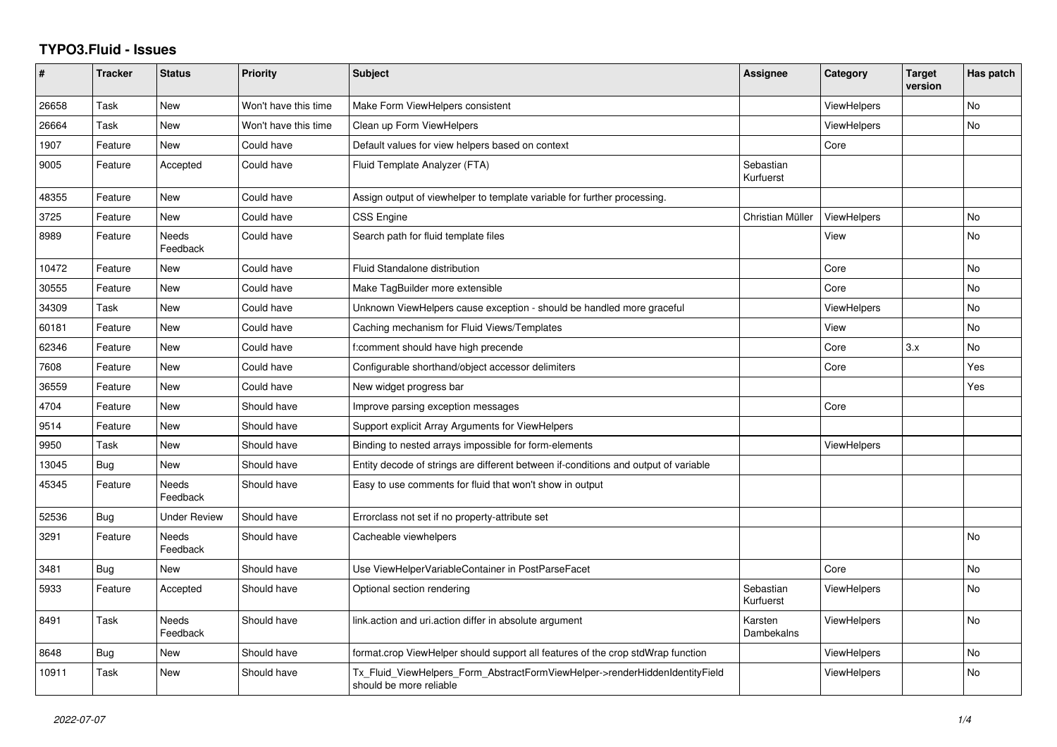# TYPO3.Fluid - Issues

| # | Tracker | Status | Priority | Subject | Assignee | Category | Target version | Has patch |
| --- | --- | --- | --- | --- | --- | --- | --- | --- |
| 26658 | Task | New | Won't have this time | Make Form ViewHelpers consistent | | ViewHelpers | | No |
| 26664 | Task | New | Won't have this time | Clean up Form ViewHelpers | | ViewHelpers | | No |
| 1907 | Feature | New | Could have | Default values for view helpers based on context | | Core | | |
| 9005 | Feature | Accepted | Could have | Fluid Template Analyzer (FTA) | Sebastian Kurfuerst | | | |
| 48355 | Feature | New | Could have | Assign output of viewhelper to template variable for further processing. | | | | |
| 3725 | Feature | New | Could have | CSS Engine | Christian Müller | ViewHelpers | | No |
| 8989 | Feature | Needs Feedback | Could have | Search path for fluid template files | | View | | No |
| 10472 | Feature | New | Could have | Fluid Standalone distribution | | Core | | No |
| 30555 | Feature | New | Could have | Make TagBuilder more extensible | | Core | | No |
| 34309 | Task | New | Could have | Unknown ViewHelpers cause exception - should be handled more graceful | | ViewHelpers | | No |
| 60181 | Feature | New | Could have | Caching mechanism for Fluid Views/Templates | | View | | No |
| 62346 | Feature | New | Could have | f:comment should have high precende | | Core | 3.x | No |
| 7608 | Feature | New | Could have | Configurable shorthand/object accessor delimiters | | Core | | Yes |
| 36559 | Feature | New | Could have | New widget progress bar | | | | Yes |
| 4704 | Feature | New | Should have | Improve parsing exception messages | | Core | | |
| 9514 | Feature | New | Should have | Support explicit Array Arguments for ViewHelpers | | | | |
| 9950 | Task | New | Should have | Binding to nested arrays impossible for form-elements | | ViewHelpers | | |
| 13045 | Bug | New | Should have | Entity decode of strings are different between if-conditions and output of variable | | | | |
| 45345 | Feature | Needs Feedback | Should have | Easy to use comments for fluid that won't show in output | | | | |
| 52536 | Bug | Under Review | Should have | Errorclass not set if no property-attribute set | | | | |
| 3291 | Feature | Needs Feedback | Should have | Cacheable viewhelpers | | | | No |
| 3481 | Bug | New | Should have | Use ViewHelperVariableContainer in PostParseFacet | | Core | | No |
| 5933 | Feature | Accepted | Should have | Optional section rendering | Sebastian Kurfuerst | ViewHelpers | | No |
| 8491 | Task | Needs Feedback | Should have | link.action and uri.action differ in absolute argument | Karsten Dambekalns | ViewHelpers | | No |
| 8648 | Bug | New | Should have | format.crop ViewHelper should support all features of the crop stdWrap function | | ViewHelpers | | No |
| 10911 | Task | New | Should have | Tx_Fluid_ViewHelpers_Form_AbstractFormViewHelper->renderHiddenIdentityField should be more reliable | | ViewHelpers | | No |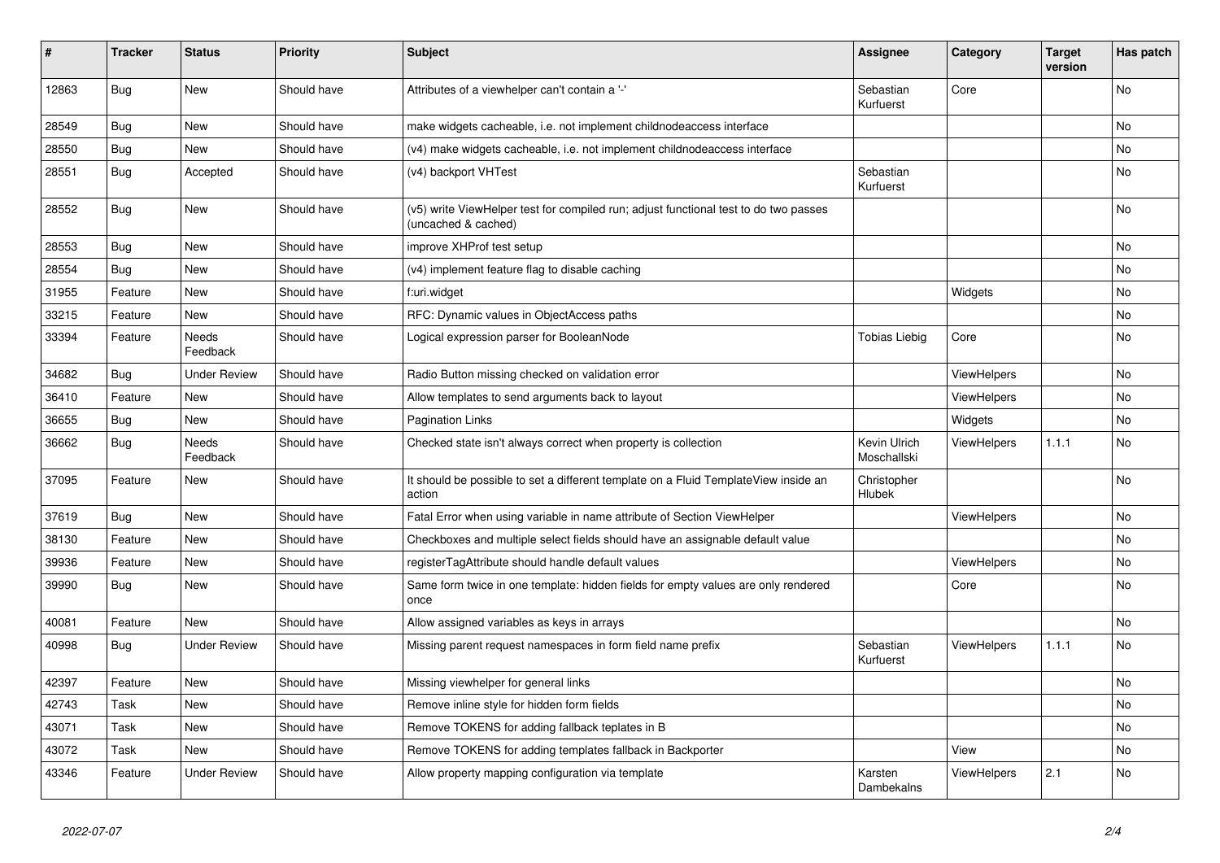| # | Tracker | Status | Priority | Subject | Assignee | Category | Target version | Has patch |
|---|---|---|---|---|---|---|---|---|
| 12863 | Bug | New | Should have | Attributes of a viewhelper can't contain a '-' | Sebastian Kurfuerst | Core | | No |
| 28549 | Bug | New | Should have | make widgets cacheable, i.e. not implement childnodeaccess interface | | | | No |
| 28550 | Bug | New | Should have | (v4) make widgets cacheable, i.e. not implement childnodeaccess interface | | | | No |
| 28551 | Bug | Accepted | Should have | (v4) backport VHTest | Sebastian Kurfuerst | | | No |
| 28552 | Bug | New | Should have | (v5) write ViewHelper test for compiled run; adjust functional test to do two passes (uncached & cached) | | | | No |
| 28553 | Bug | New | Should have | improve XHProf test setup | | | | No |
| 28554 | Bug | New | Should have | (v4) implement feature flag to disable caching | | | | No |
| 31955 | Feature | New | Should have | f:uri.widget | | Widgets | | No |
| 33215 | Feature | New | Should have | RFC: Dynamic values in ObjectAccess paths | | | | No |
| 33394 | Feature | Needs Feedback | Should have | Logical expression parser for BooleanNode | Tobias Liebig | Core | | No |
| 34682 | Bug | Under Review | Should have | Radio Button missing checked on validation error | | ViewHelpers | | No |
| 36410 | Feature | New | Should have | Allow templates to send arguments back to layout | | ViewHelpers | | No |
| 36655 | Bug | New | Should have | Pagination Links | | Widgets | | No |
| 36662 | Bug | Needs Feedback | Should have | Checked state isn't always correct when property is collection | Kevin Ulrich Moschallski | ViewHelpers | 1.1.1 | No |
| 37095 | Feature | New | Should have | It should be possible to set a different template on a Fluid TemplateView inside an action | Christopher Hlubek | | | No |
| 37619 | Bug | New | Should have | Fatal Error when using variable in name attribute of Section ViewHelper | | ViewHelpers | | No |
| 38130 | Feature | New | Should have | Checkboxes and multiple select fields should have an assignable default value | | | | No |
| 39936 | Feature | New | Should have | registerTagAttribute should handle default values | | ViewHelpers | | No |
| 39990 | Bug | New | Should have | Same form twice in one template: hidden fields for empty values are only rendered once | | Core | | No |
| 40081 | Feature | New | Should have | Allow assigned variables as keys in arrays | | | | No |
| 40998 | Bug | Under Review | Should have | Missing parent request namespaces in form field name prefix | Sebastian Kurfuerst | ViewHelpers | 1.1.1 | No |
| 42397 | Feature | New | Should have | Missing viewhelper for general links | | | | No |
| 42743 | Task | New | Should have | Remove inline style for hidden form fields | | | | No |
| 43071 | Task | New | Should have | Remove TOKENS for adding fallback teplates in B | | | | No |
| 43072 | Task | New | Should have | Remove TOKENS for adding templates fallback in Backporter | | View | | No |
| 43346 | Feature | Under Review | Should have | Allow property mapping configuration via template | Karsten Dambekalns | ViewHelpers | 2.1 | No |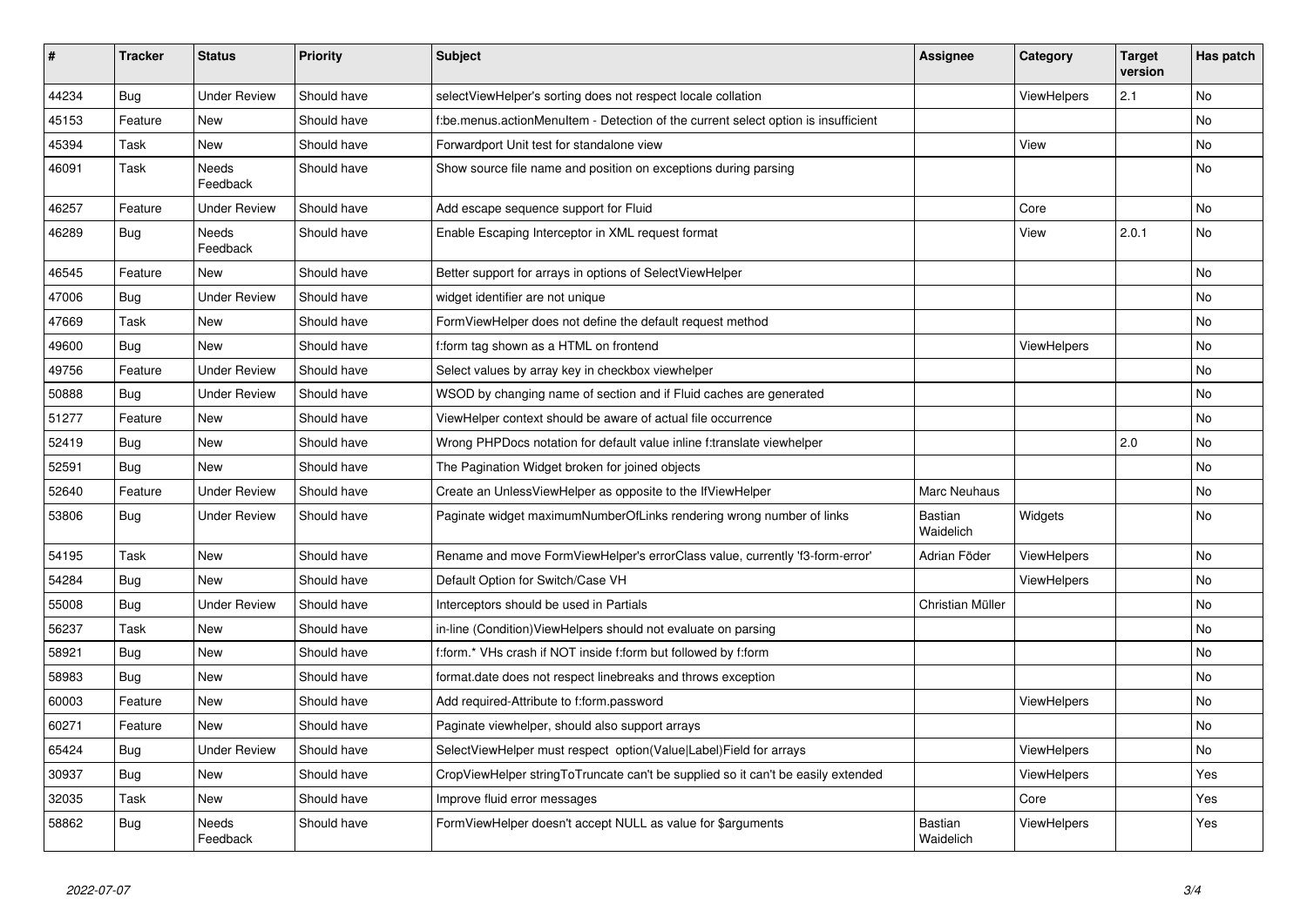| # | Tracker | Status | Priority | Subject | Assignee | Category | Target version | Has patch |
|---|---|---|---|---|---|---|---|---|
| 44234 | Bug | Under Review | Should have | selectViewHelper's sorting does not respect locale collation | | ViewHelpers | 2.1 | No |
| 45153 | Feature | New | Should have | f:be.menus.actionMenuItem - Detection of the current select option is insufficient | | | | No |
| 45394 | Task | New | Should have | Forwardport Unit test for standalone view | | View | | No |
| 46091 | Task | Needs Feedback | Should have | Show source file name and position on exceptions during parsing | | | | No |
| 46257 | Feature | Under Review | Should have | Add escape sequence support for Fluid | | Core | | No |
| 46289 | Bug | Needs Feedback | Should have | Enable Escaping Interceptor in XML request format | | View | 2.0.1 | No |
| 46545 | Feature | New | Should have | Better support for arrays in options of SelectViewHelper | | | | No |
| 47006 | Bug | Under Review | Should have | widget identifier are not unique | | | | No |
| 47669 | Task | New | Should have | FormViewHelper does not define the default request method | | | | No |
| 49600 | Bug | New | Should have | f:form tag shown as a HTML on frontend | | ViewHelpers | | No |
| 49756 | Feature | Under Review | Should have | Select values by array key in checkbox viewhelper | | | | No |
| 50888 | Bug | Under Review | Should have | WSOD by changing name of section and if Fluid caches are generated | | | | No |
| 51277 | Feature | New | Should have | ViewHelper context should be aware of actual file occurrence | | | | No |
| 52419 | Bug | New | Should have | Wrong PHPDocs notation for default value inline f:translate viewhelper | | | 2.0 | No |
| 52591 | Bug | New | Should have | The Pagination Widget broken for joined objects | | | | No |
| 52640 | Feature | Under Review | Should have | Create an UnlessViewHelper as opposite to the IfViewHelper | Marc Neuhaus | | | No |
| 53806 | Bug | Under Review | Should have | Paginate widget maximumNumberOfLinks rendering wrong number of links | Bastian Waidelich | Widgets | | No |
| 54195 | Task | New | Should have | Rename and move FormViewHelper's errorClass value, currently 'f3-form-error' | Adrian Föder | ViewHelpers | | No |
| 54284 | Bug | New | Should have | Default Option for Switch/Case VH | | ViewHelpers | | No |
| 55008 | Bug | Under Review | Should have | Interceptors should be used in Partials | Christian Müller | | | No |
| 56237 | Task | New | Should have | in-line (Condition)ViewHelpers should not evaluate on parsing | | | | No |
| 58921 | Bug | New | Should have | f:form.* VHs crash if NOT inside f:form but followed by f:form | | | | No |
| 58983 | Bug | New | Should have | format.date does not respect linebreaks and throws exception | | | | No |
| 60003 | Feature | New | Should have | Add required-Attribute to f:form.password | | ViewHelpers | | No |
| 60271 | Feature | New | Should have | Paginate viewhelper, should also support arrays | | | | No |
| 65424 | Bug | Under Review | Should have | SelectViewHelper must respect option(Value\|Label)Field for arrays | | ViewHelpers | | No |
| 30937 | Bug | New | Should have | CropViewHelper stringToTruncate can't be supplied so it can't be easily extended | | ViewHelpers | | Yes |
| 32035 | Task | New | Should have | Improve fluid error messages | | Core | | Yes |
| 58862 | Bug | Needs Feedback | Should have | FormViewHelper doesn't accept NULL as value for $arguments | Bastian Waidelich | ViewHelpers | | Yes |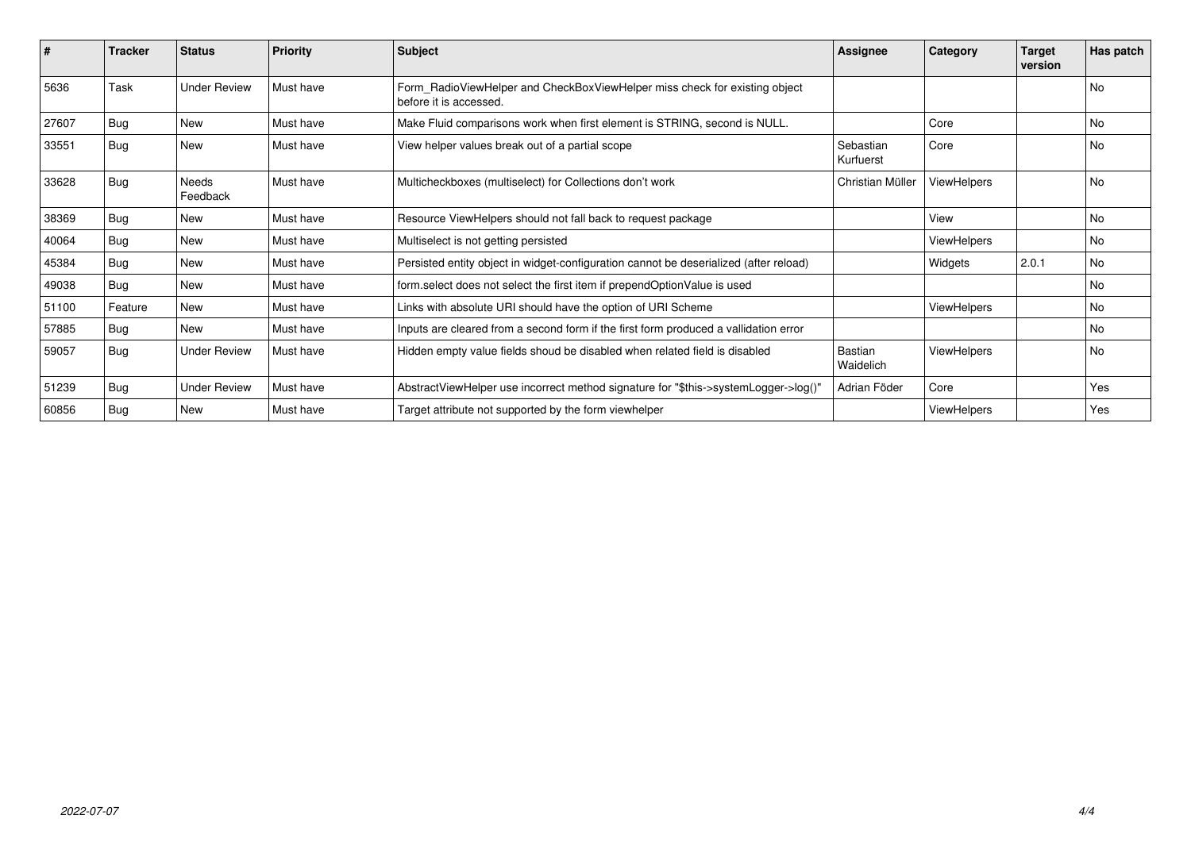| # | Tracker | Status | Priority | Subject | Assignee | Category | Target version | Has patch |
|---|---|---|---|---|---|---|---|---|
| 5636 | Task | Under Review | Must have | Form_RadioViewHelper and CheckBoxViewHelper miss check for existing object before it is accessed. | | | | No |
| 27607 | Bug | New | Must have | Make Fluid comparisons work when first element is STRING, second is NULL. | | Core | | No |
| 33551 | Bug | New | Must have | View helper values break out of a partial scope | Sebastian Kurfuerst | Core | | No |
| 33628 | Bug | Needs Feedback | Must have | Multicheckboxes (multiselect) for Collections don't work | Christian Müller | ViewHelpers | | No |
| 38369 | Bug | New | Must have | Resource ViewHelpers should not fall back to request package | | View | | No |
| 40064 | Bug | New | Must have | Multiselect is not getting persisted | | ViewHelpers | | No |
| 45384 | Bug | New | Must have | Persisted entity object in widget-configuration cannot be deserialized (after reload) | | Widgets | 2.0.1 | No |
| 49038 | Bug | New | Must have | form.select does not select the first item if prependOptionValue is used | | | | No |
| 51100 | Feature | New | Must have | Links with absolute URI should have the option of URI Scheme | | ViewHelpers | | No |
| 57885 | Bug | New | Must have | Inputs are cleared from a second form if the first form produced a vallidation error | | | | No |
| 59057 | Bug | Under Review | Must have | Hidden empty value fields shoud be disabled when related field is disabled | Bastian Waidelich | ViewHelpers | | No |
| 51239 | Bug | Under Review | Must have | AbstractViewHelper use incorrect method signature for "$this->systemLogger->log()" | Adrian Föder | Core | | Yes |
| 60856 | Bug | New | Must have | Target attribute not supported by the form viewhelper | | ViewHelpers | | Yes |